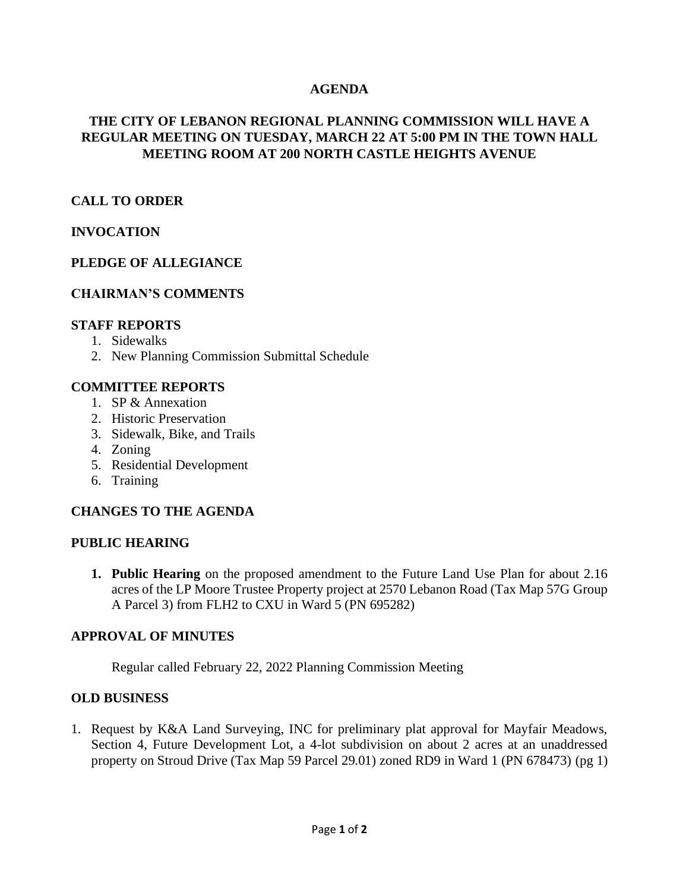# AGENDA

## THE CITY OF LEBANON REGIONAL PLANNING COMMISSION WILL HAVE A REGULAR MEETING ON TUESDAY, MARCH 22 AT 5:00 PM IN THE TOWN HALL MEETING ROOM AT 200 NORTH CASTLE HEIGHTS AVENUE

### CALL TO ORDER

### INVOCATION

### PLEDGE OF ALLEGIANCE

### CHAIRMAN'S COMMENTS

### STAFF REPORTS

1. Sidewalks
2. New Planning Commission Submittal Schedule

### COMMITTEE REPORTS

1. SP & Annexation
2. Historic Preservation
3. Sidewalk, Bike, and Trails
4. Zoning
5. Residential Development
6. Training

### CHANGES TO THE AGENDA

### PUBLIC HEARING

1. **Public Hearing** on the proposed amendment to the Future Land Use Plan for about 2.16 acres of the LP Moore Trustee Property project at 2570 Lebanon Road (Tax Map 57G Group A Parcel 3) from FLH2 to CXU in Ward 5 (PN 695282)

### APPROVAL OF MINUTES

Regular called February 22, 2022 Planning Commission Meeting

### OLD BUSINESS

1. Request by K&A Land Surveying, INC for preliminary plat approval for Mayfair Meadows, Section 4, Future Development Lot, a 4-lot subdivision on about 2 acres at an unaddressed property on Stroud Drive (Tax Map 59 Parcel 29.01) zoned RD9 in Ward 1 (PN 678473) (pg 1)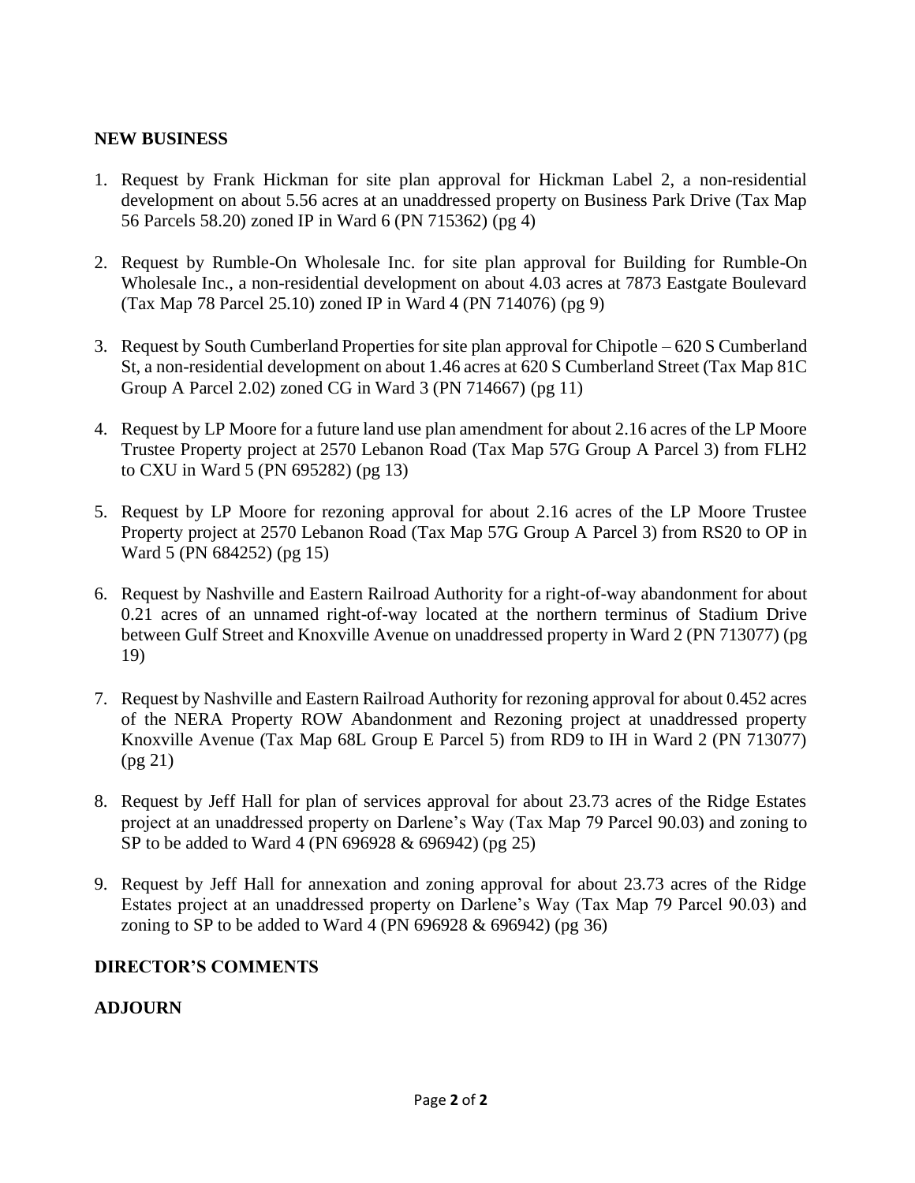**NEW BUSINESS**

1. Request by Frank Hickman for site plan approval for Hickman Label 2, a non-residential development on about 5.56 acres at an unaddressed property on Business Park Drive (Tax Map 56 Parcels 58.20) zoned IP in Ward 6 (PN 715362) (pg 4)

2. Request by Rumble-On Wholesale Inc. for site plan approval for Building for Rumble-On Wholesale Inc., a non-residential development on about 4.03 acres at 7873 Eastgate Boulevard (Tax Map 78 Parcel 25.10) zoned IP in Ward 4 (PN 714076) (pg 9)

3. Request by South Cumberland Properties for site plan approval for Chipotle – 620 S Cumberland St, a non-residential development on about 1.46 acres at 620 S Cumberland Street (Tax Map 81C Group A Parcel 2.02) zoned CG in Ward 3 (PN 714667) (pg 11)

4. Request by LP Moore for a future land use plan amendment for about 2.16 acres of the LP Moore Trustee Property project at 2570 Lebanon Road (Tax Map 57G Group A Parcel 3) from FLH2 to CXU in Ward 5 (PN 695282) (pg 13)

5. Request by LP Moore for rezoning approval for about 2.16 acres of the LP Moore Trustee Property project at 2570 Lebanon Road (Tax Map 57G Group A Parcel 3) from RS20 to OP in Ward 5 (PN 684252) (pg 15)

6. Request by Nashville and Eastern Railroad Authority for a right-of-way abandonment for about 0.21 acres of an unnamed right-of-way located at the northern terminus of Stadium Drive between Gulf Street and Knoxville Avenue on unaddressed property in Ward 2 (PN 713077) (pg 19)

7. Request by Nashville and Eastern Railroad Authority for rezoning approval for about 0.452 acres of the NERA Property ROW Abandonment and Rezoning project at unaddressed property Knoxville Avenue (Tax Map 68L Group E Parcel 5) from RD9 to IH in Ward 2 (PN 713077) (pg 21)

8. Request by Jeff Hall for plan of services approval for about 23.73 acres of the Ridge Estates project at an unaddressed property on Darlene's Way (Tax Map 79 Parcel 90.03) and zoning to SP to be added to Ward 4 (PN 696928 & 696942) (pg 25)

9. Request by Jeff Hall for annexation and zoning approval for about 23.73 acres of the Ridge Estates project at an unaddressed property on Darlene's Way (Tax Map 79 Parcel 90.03) and zoning to SP to be added to Ward 4 (PN 696928 & 696942) (pg 36)

**DIRECTOR'S COMMENTS**

**ADJOURN**